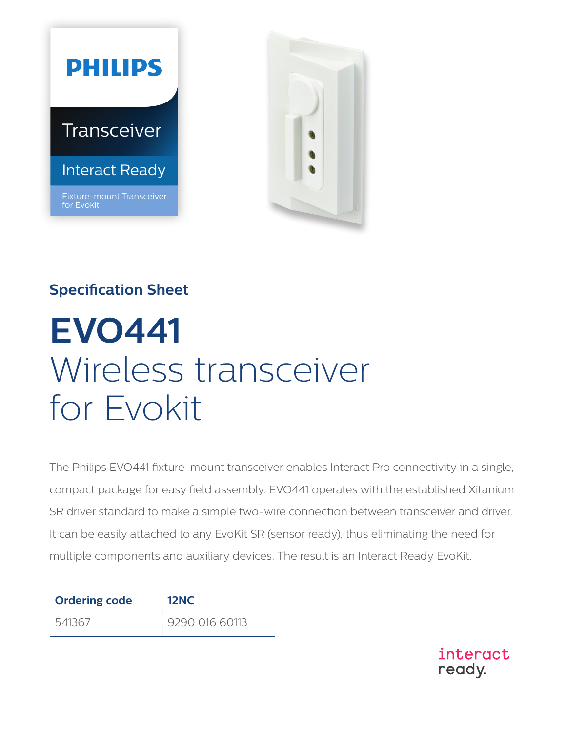**PHILIPS**

Transceiver

Interact Ready

Fixture-mount Transceiver for Evokit

## Specification Sheet

# EVO441

Wireless transceiver for Evokit

The Philips EVO441 fixture-mount transceiver enables Interact Pro connectivity in a single, compact package for easy field assembly. EVO441 operates with the established Xitanium SR driver standard to make a simple two-wire connection between transceiver and driver. It can be easily attached to any EvoKit SR (sensor ready), thus eliminating the need for multiple components and auxiliary devices. The result is an Interact Ready EvoKit.

| Ordering code | 12NC |
| --- | --- |
| 541367 | 9290 016 60113 |

interact ready.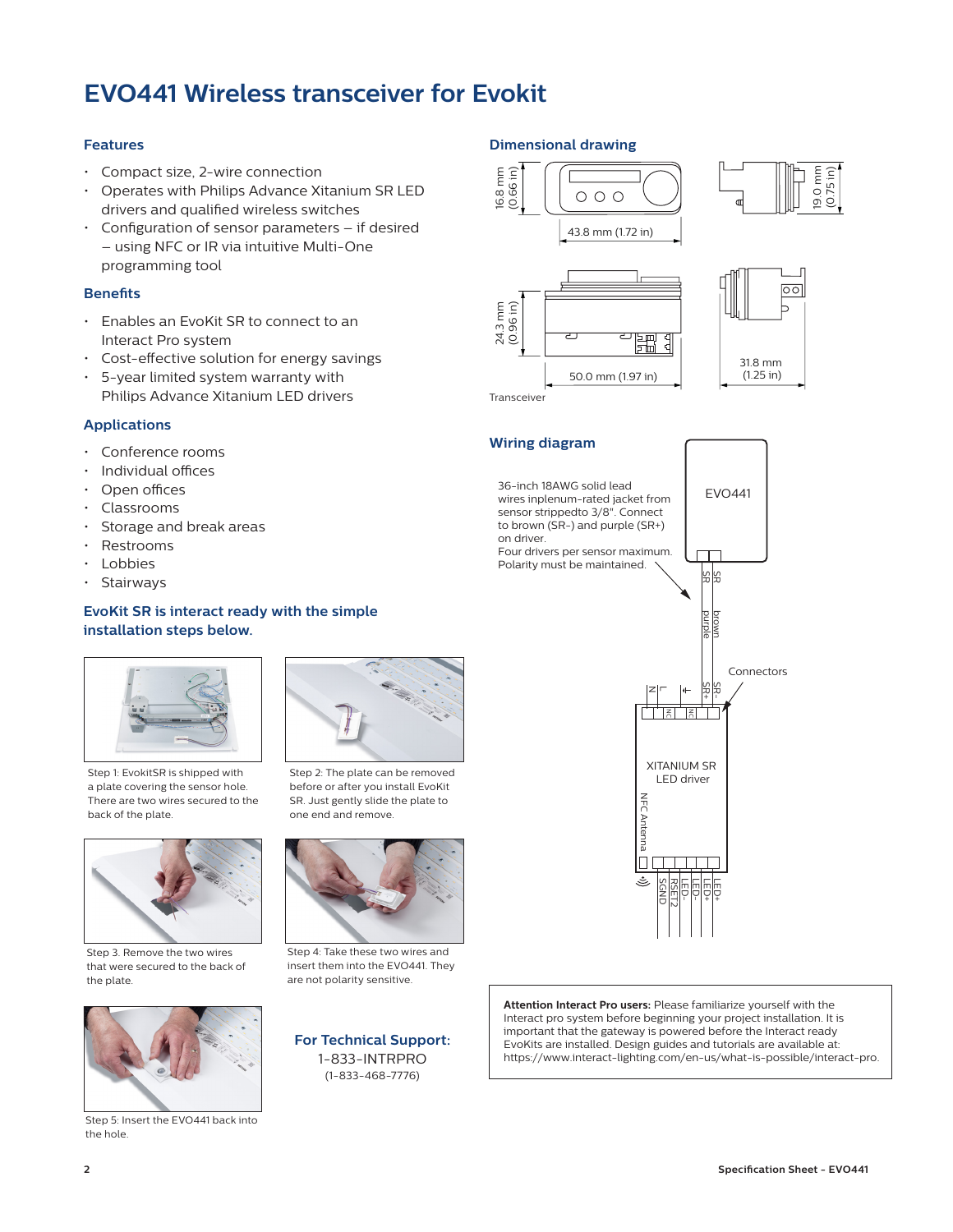# EVO441 Wireless transceiver for Evokit

## Features

- Compact size, 2-wire connection
- Operates with Philips Advance Xitanium SR LED drivers and qualified wireless switches
- Configuration of sensor parameters – if desired – using NFC or IR via intuitive Multi-One programming tool

## Benefits

- Enables an EvoKit SR to connect to an Interact Pro system
- Cost-effective solution for energy savings
- 5-year limited system warranty with Philips Advance Xitanium LED drivers

## Applications

- Conference rooms
- Individual offices
- Open offices
- Classrooms
- Storage and break areas
- Restrooms
- Lobbies
- Stairways

## EvoKit SR is interact ready with the simple installation steps below.

Step 1: EvokitSR is shipped with a plate covering the sensor hole. There are two wires secured to the back of the plate.

Step 2: The plate can be removed before or after you install EvoKit SR. Just gently slide the plate to one end and remove.

Step 3. Remove the two wires that were secured to the back of the plate.

Step 4: Take these two wires and insert them into the EVO441. They are not polarity sensitive.

Step 5: Insert the EVO441 back into the hole.

**For Technical Support:**
1-833-INTRPRO
(1-833-468-7776)

## Dimensional drawing

16.8 mm (0.66 in)
43.8 mm (1.72 in)
19.0 mm (0.75 in)
24.3 mm (0.96 in)
50.0 mm (1.97 in)
31.8 mm (1.25 in)

Transceiver

## Wiring diagram

36-inch 18AWG solid lead wires inplenum-rated jacket from sensor strippedto 3/8". Connect to brown (SR-) and purple (SR+) on driver.
Four drivers per sensor maximum.
Polarity must be maintained.

EVO441

SR, SR, purple, brown

Connectors

N, L, ⏚, SR+, SR-, NC, NC

XITANIUM SR LED driver

NFC Antenna

SGND, RSET2, LED-, LED-, LED+

**Attention Interact Pro users:** Please familiarize yourself with the Interact pro system before beginning your project installation. It is important that the gateway is powered before the Interact ready EvoKits are installed. Design guides and tutorials are available at: https://www.interact-lighting.com/en-us/what-is-possible/interact-pro.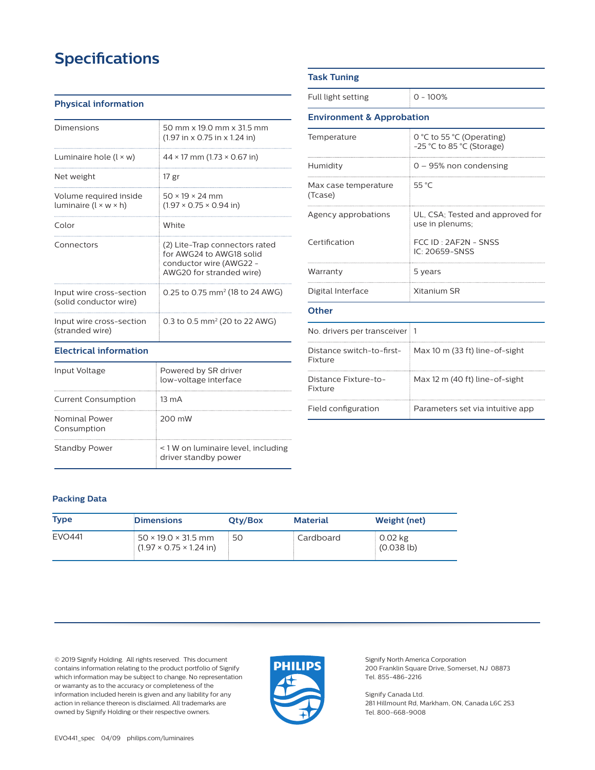# Specifications

## Physical information

| | |
|---|---|
| Dimensions | 50 mm x 19.0 mm x 31.5 mm (1.97 in x 0.75 in x 1.24 in) |
| Luminaire hole (l × w) | 44 × 17 mm (1.73 × 0.67 in) |
| Net weight | 17 gr |
| Volume required inside luminaire (l × w × h) | 50 × 19 × 24 mm (1.97 × 0.75 × 0.94 in) |
| Color | White |
| Connectors | (2) Lite-Trap connectors rated for AWG24 to AWG18 solid conductor wire (AWG22 - AWG20 for stranded wire) |
| Input wire cross-section (solid conductor wire) | 0.25 to 0.75 mm² (18 to 24 AWG) |
| Input wire cross-section (stranded wire) | 0.3 to 0.5 mm² (20 to 22 AWG) |

## Electrical information

| | |
|---|---|
| Input Voltage | Powered by SR driver low-voltage interface |
| Current Consumption | 13 mA |
| Nominal Power Consumption | 200 mW |
| Standby Power | < 1 W on luminaire level, including driver standby power |

## Task Tuning

| | |
|---|---|
| Full light setting | 0 - 100% |

## Environment & Approbation

| | |
|---|---|
| Temperature | 0 °C to 55 °C (Operating) -25 °C to 85 °C (Storage) |
| Humidity | 0 – 95% non condensing |
| Max case temperature (Tcase) | 55 °C |
| Agency approbations | UL, CSA; Tested and approved for use in plenums; |
| Certification | FCC ID : 2AF2N - SNSS IC: 20659-SNSS |
| Warranty | 5 years |
| Digital Interface | Xitanium SR |

## Other

| | |
|---|---|
| No. drivers per transceiver | 1 |
| Distance switch-to-first-Fixture | Max 10 m (33 ft) line-of-sight |
| Distance Fixture-to-Fixture | Max 12 m (40 ft) line-of-sight |
| Field configuration | Parameters set via intuitive app |

## Packing Data

| Type | Dimensions | Qty/Box | Material | Weight (net) |
|---|---|---|---|---|
| EVO441 | 50 × 19.0 × 31.5 mm (1.97 × 0.75 × 1.24 in) | 50 | Cardboard | 0.02 kg (0.038 lb) |

© 2019 Signify Holding. All rights reserved. This document contains information relating to the product portfolio of Signify which information may be subject to change. No representation or warranty as to the accuracy or completeness of the information included herein is given and any liability for any action in reliance thereon is disclaimed. All trademarks are owned by Signify Holding or their respective owners.

Signify North America Corporation
200 Franklin Square Drive, Somerset, NJ 08873
Tel. 855-486-2216

Signify Canada Ltd.
281 Hillmount Rd, Markham, ON, Canada L6C 2S3
Tel. 800-668-9008

EVO441_spec 04/09 philips.com/luminaires